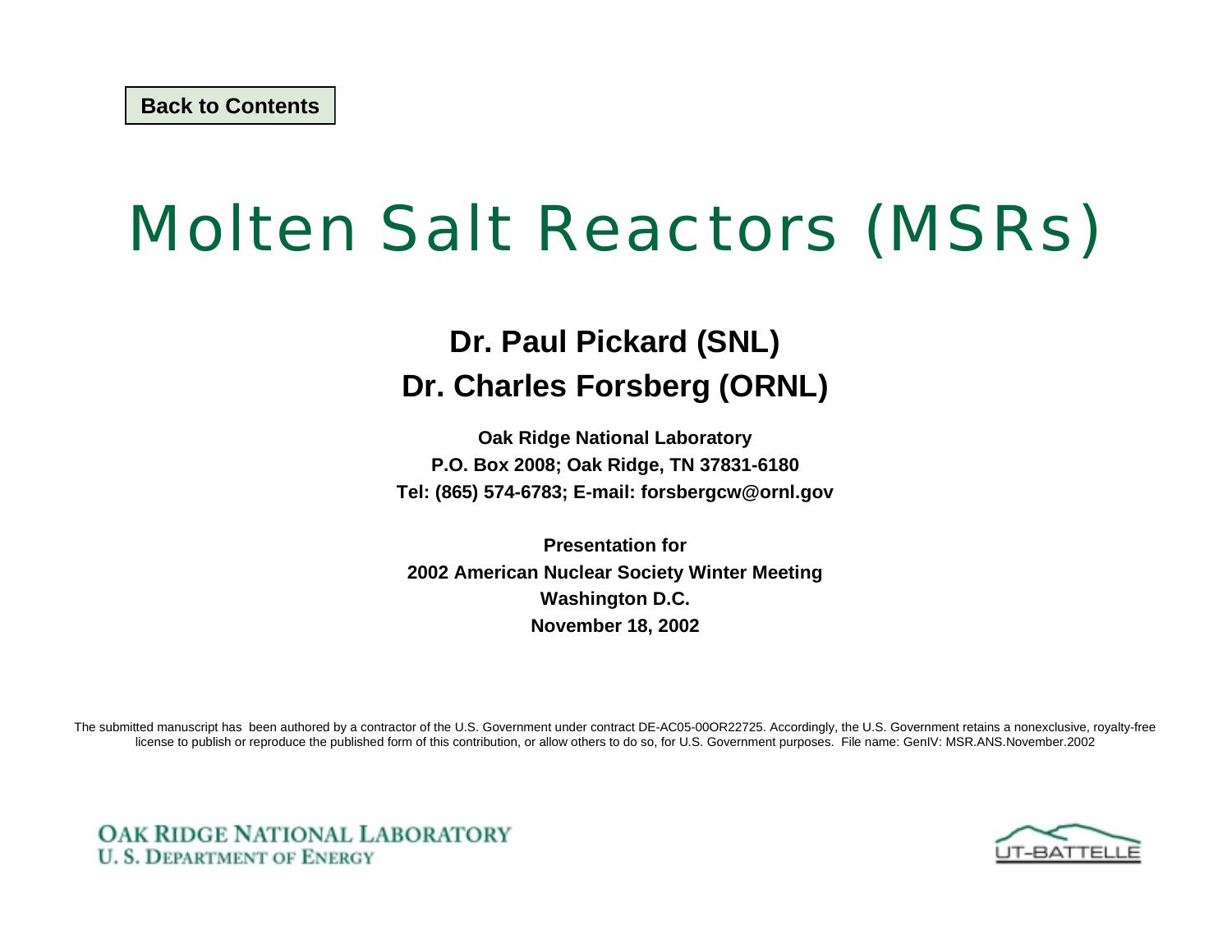Back to Contents

# Molten Salt Reactors (MSRs)

**Dr. Paul Pickard (SNL)**

**Dr. Charles Forsberg (ORNL)**

**Oak Ridge National Laboratory**
**P.O. Box 2008; Oak Ridge, TN 37831-6180**
**Tel: (865) 574-6783; E-mail: forsbergcw@ornl.gov**

**Presentation for**
**2002 American Nuclear Society Winter Meeting**
**Washington D.C.**
**November 18, 2002**

The submitted manuscript has been authored by a contractor of the U.S. Government under contract DE-AC05-00OR22725. Accordingly, the U.S. Government retains a nonexclusive, royalty-free license to publish or reproduce the published form of this contribution, or allow others to do so, for U.S. Government purposes. File name: GenIV: MSR.ANS.November.2002

OAK RIDGE NATIONAL LABORATORY
U. S. DEPARTMENT OF ENERGY

UT-BATTELLE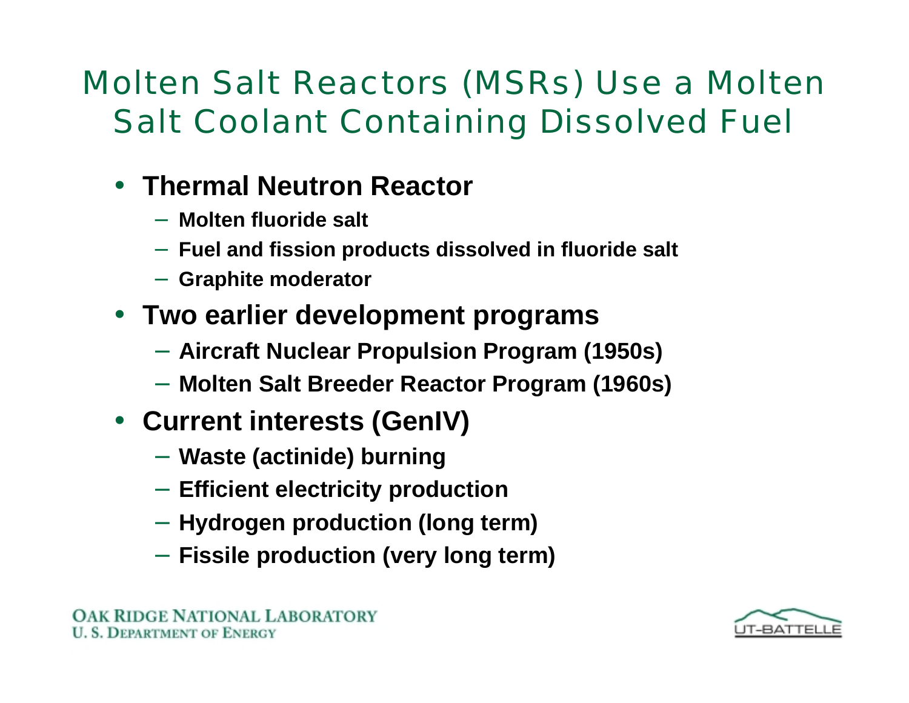# Molten Salt Reactors (MSRs) Use a Molten Salt Coolant Containing Dissolved Fuel

- **Thermal Neutron Reactor**
  - **Molten fluoride salt**
  - **Fuel and fission products dissolved in fluoride salt**
  - **Graphite moderator**
- **Two earlier development programs**
  - **Aircraft Nuclear Propulsion Program (1950s)**
  - **Molten Salt Breeder Reactor Program (1960s)**
- **Current interests (GenIV)**
  - **Waste (actinide) burning**
  - **Efficient electricity production**
  - **Hydrogen production (long term)**
  - **Fissile production (very long term)**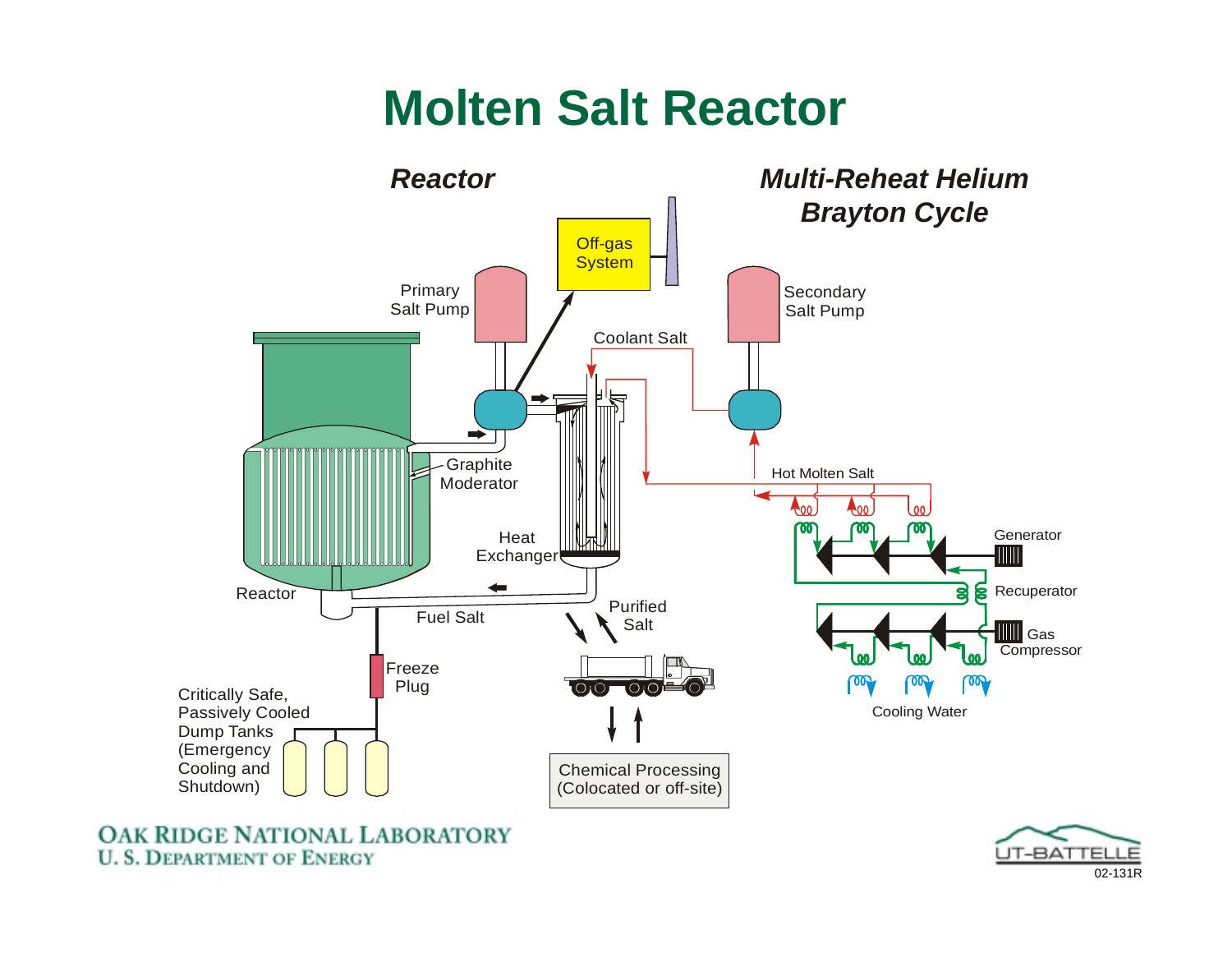# Molten Salt Reactor

### *Reactor*

### *Multi-Reheat Helium Brayton Cycle*

Off-gas System

Primary Salt Pump

Secondary Salt Pump

Coolant Salt

Graphite Moderator

Hot Molten Salt

Heat Exchanger

Generator

Reactor

Recuperator

Purified Salt

Fuel Salt

Gas Compressor

Freeze Plug

Critically Safe, Passively Cooled Dump Tanks (Emergency Cooling and Shutdown)

Cooling Water

Chemical Processing (Colocated or off-site)

OAK RIDGE NATIONAL LABORATORY
U. S. DEPARTMENT OF ENERGY

UT-BATTELLE

02-131R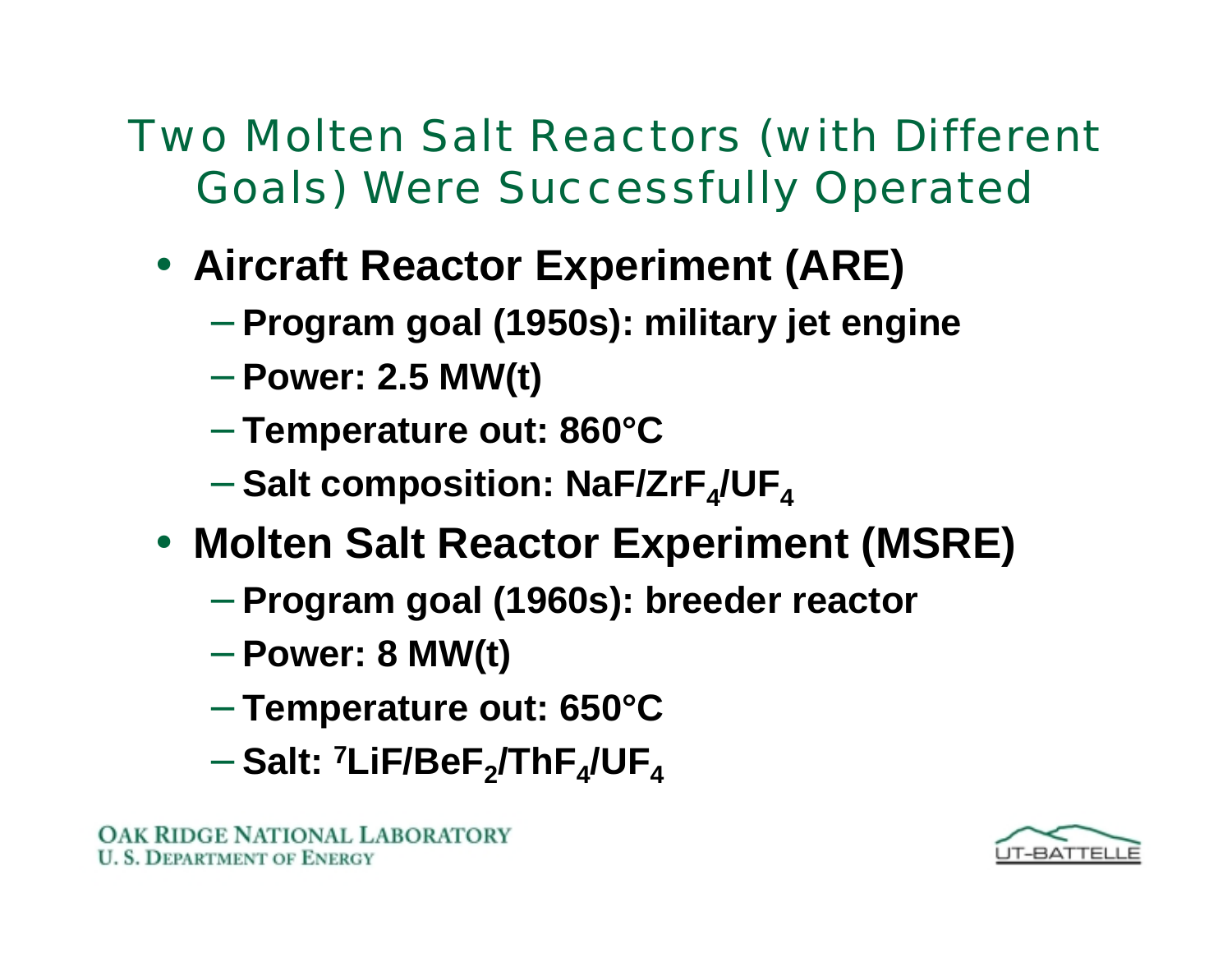# Two Molten Salt Reactors (with Different Goals) Were Successfully Operated

- **Aircraft Reactor Experiment (ARE)**
  - **Program goal (1950s): military jet engine**
  - **Power: 2.5 MW(t)**
  - **Temperature out: 860°C**
  - **Salt composition: NaF/$ZrF_4$/$UF_4$**
- **Molten Salt Reactor Experiment (MSRE)**
  - **Program goal (1960s): breeder reactor**
  - **Power: 8 MW(t)**
  - **Temperature out: 650°C**
  - **Salt: $^{7}LiF$/$BeF_2$/$ThF_4$/$UF_4$**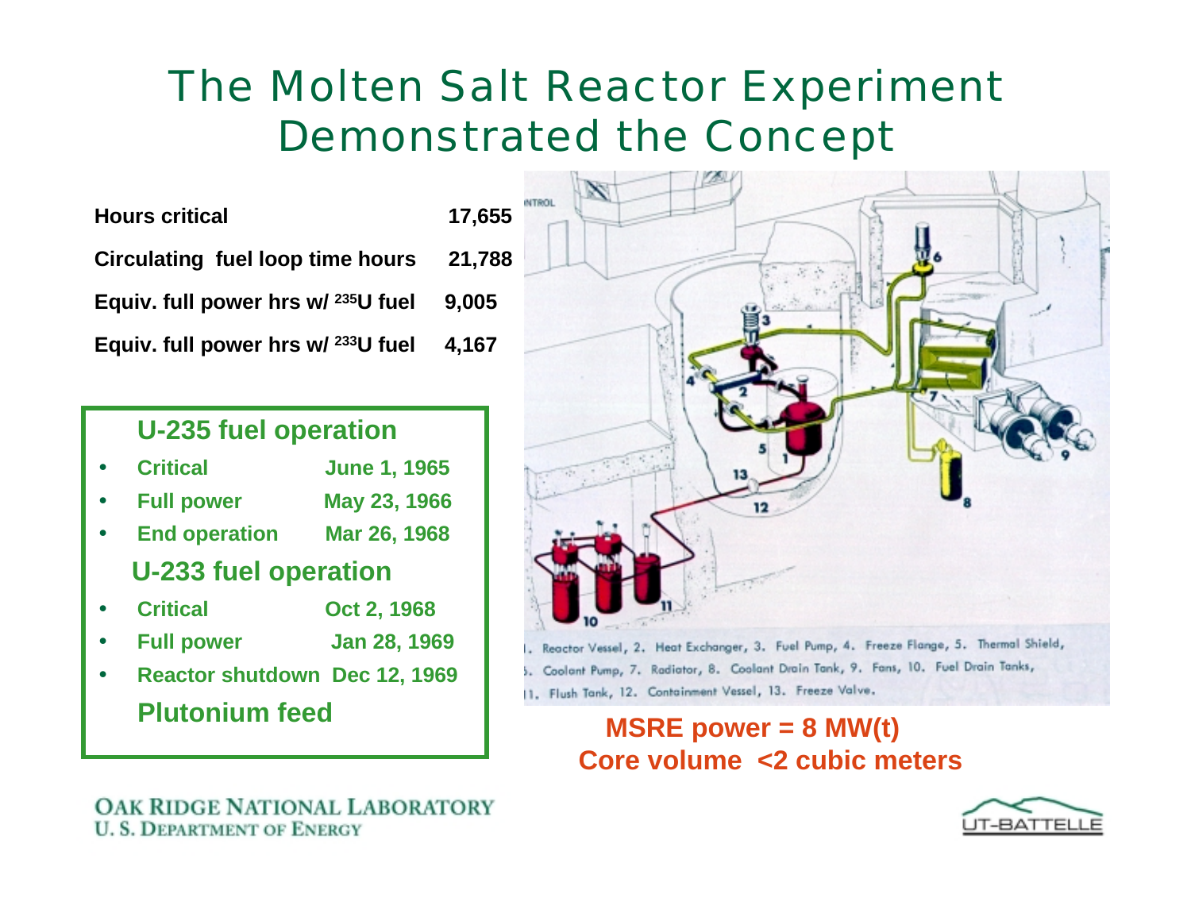# The Molten Salt Reactor Experiment Demonstrated the Concept

| | |
|---|---|
| **Hours critical** | **17,655** |
| **Circulating fuel loop time hours** | **21,788** |
| **Equiv. full power hrs w/ $^{235}$U fuel** | **9,005** |
| **Equiv. full power hrs w/ $^{233}$U fuel** | **4,167** |

### U-235 fuel operation

- **Critical** — **June 1, 1965**
- **Full power** — **May 23, 1966**
- **End operation** — **Mar 26, 1968**

### U-233 fuel operation

- **Critical** — **Oct 2, 1968**
- **Full power** — **Jan 28, 1969**
- **Reactor shutdown** — **Dec 12, 1969**

### Plutonium feed

1. Reactor Vessel, 2. Heat Exchanger, 3. Fuel Pump, 4. Freeze Flange, 5. Thermal Shield, 6. Coolant Pump, 7. Radiator, 8. Coolant Drain Tank, 9. Fans, 10. Fuel Drain Tanks, 11. Flush Tank, 12. Containment Vessel, 13. Freeze Valve.

**MSRE power = 8 MW(t)**
**Core volume <2 cubic meters**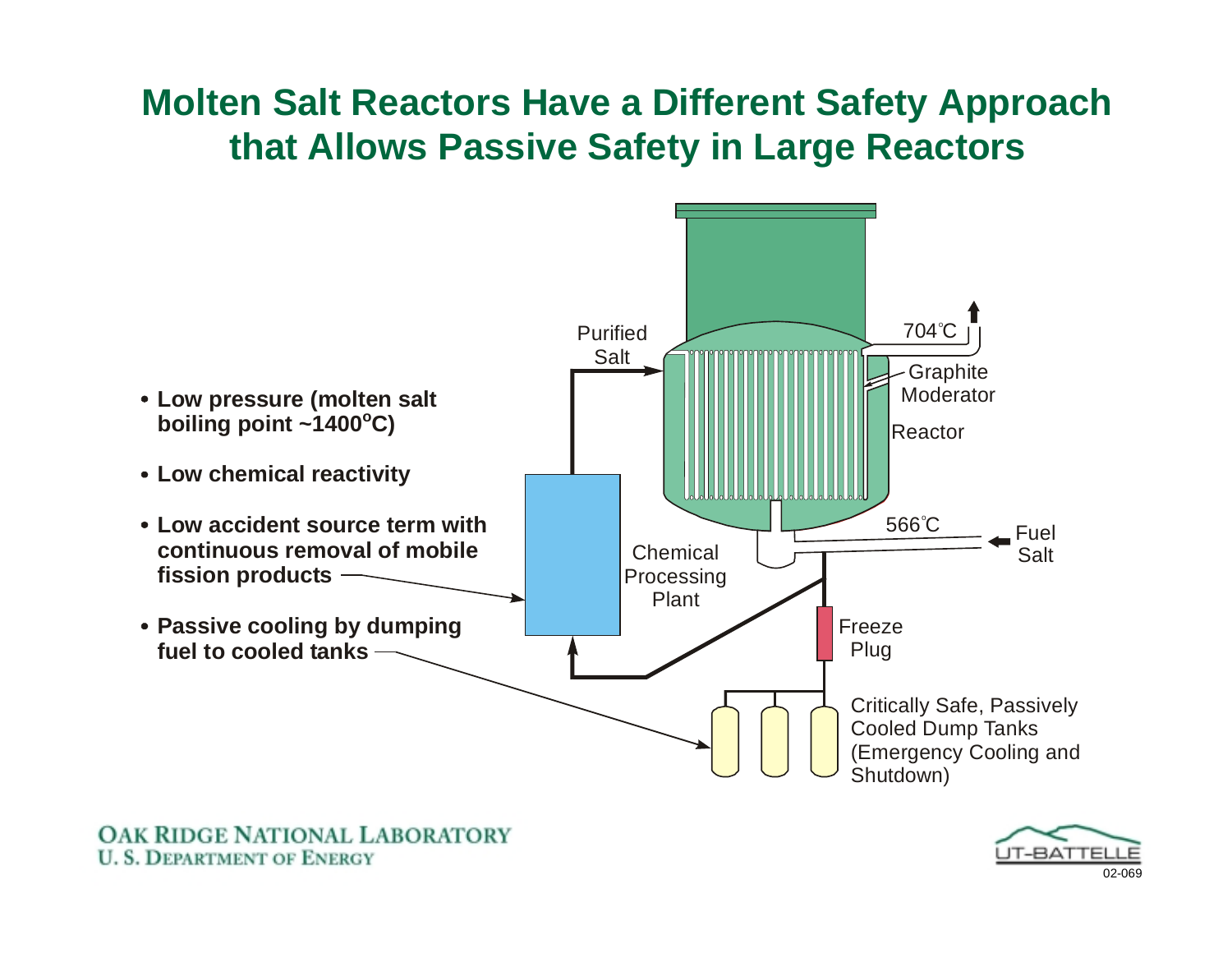# Molten Salt Reactors Have a Different Safety Approach that Allows Passive Safety in Large Reactors

- **Low pressure (molten salt boiling point ~1400°C)**
- **Low chemical reactivity**
- **Low accident source term with continuous removal of mobile fission products**
- **Passive cooling by dumping fuel to cooled tanks**

Purified Salt

704°C

Graphite Moderator

Reactor

566°C

Fuel Salt

Chemical Processing Plant

Freeze Plug

Critically Safe, Passively Cooled Dump Tanks (Emergency Cooling and Shutdown)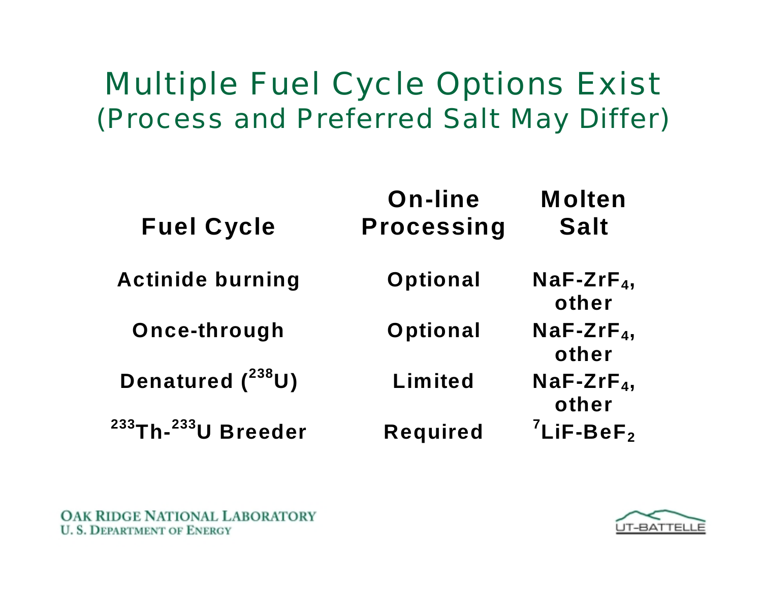# Multiple Fuel Cycle Options Exist
## (Process and Preferred Salt May Differ)

| Fuel Cycle | On-line Processing | Molten Salt |
|---|---|---|
| Actinide burning | Optional | $NaF$-$ZrF_4$, other |
| Once-through | Optional | $NaF$-$ZrF_4$, other |
| Denatured ($^{238}U$) | Limited | $NaF$-$ZrF_4$, other |
| $^{233}Th$-$^{233}U$ Breeder | Required | $^{7}LiF$-$BeF_2$ |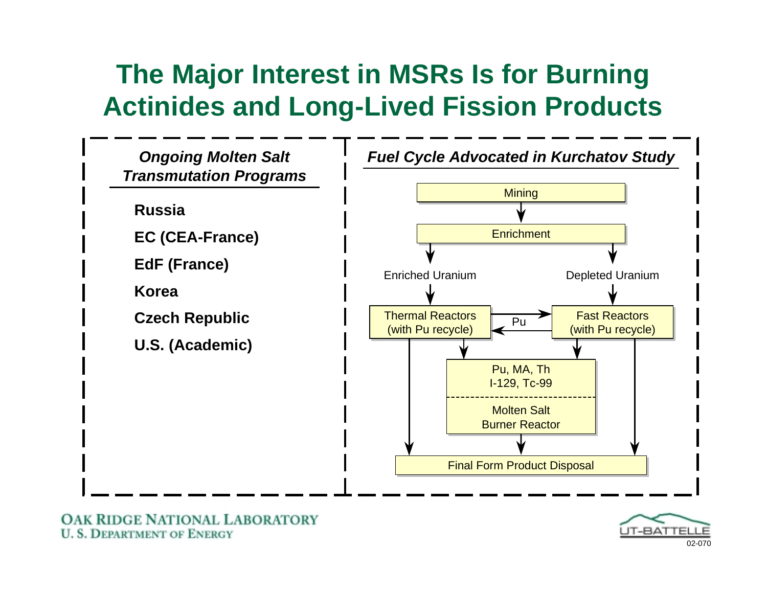# The Major Interest in MSRs Is for Burning Actinides and Long-Lived Fission Products

### *Ongoing Molten Salt Transmutation Programs*

**Russia**

**EC (CEA-France)**

**EdF (France)**

**Korea**

**Czech Republic**

**U.S. (Academic)**

### *Fuel Cycle Advocated in Kurchatov Study*

Mining

Enrichment

Enriched Uranium

Depleted Uranium

Thermal Reactors (with Pu recycle)

Pu

Fast Reactors (with Pu recycle)

Pu, MA, Th
I-129, Tc-99

Molten Salt Burner Reactor

Final Form Product Disposal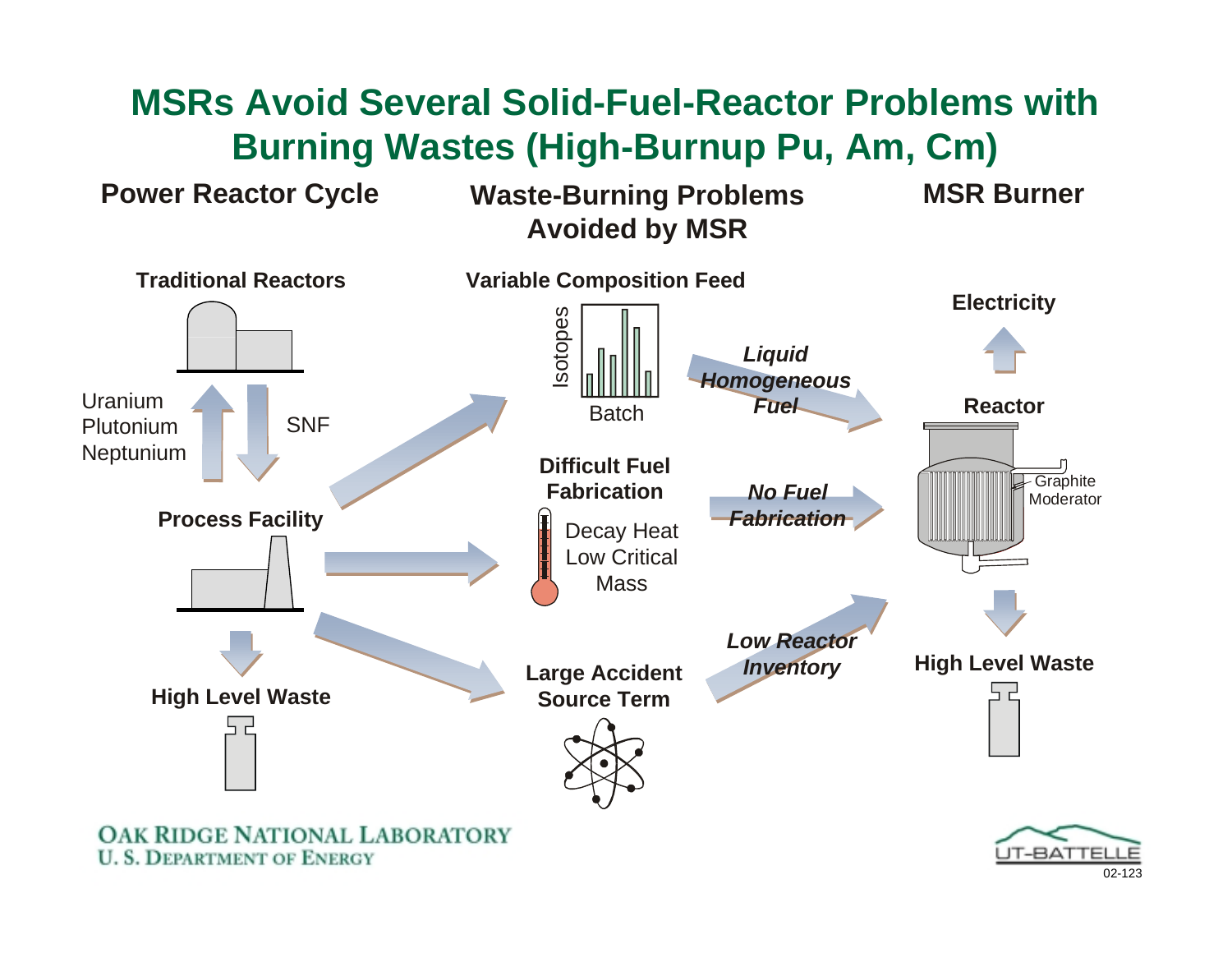# MSRs Avoid Several Solid-Fuel-Reactor Problems with Burning Wastes (High-Burnup Pu, Am, Cm)

**Power Reactor Cycle**

**Waste-Burning Problems Avoided by MSR**

**MSR Burner**

**Traditional Reactors**

Uranium
Plutonium
Neptunium

SNF

**Process Facility**

**High Level Waste**

**Variable Composition Feed**

Isotopes

Batch

**Difficult Fuel Fabrication**

Decay Heat
Low Critical Mass

**Large Accident Source Term**

***Liquid Homogeneous Fuel***

***No Fuel Fabrication***

***Low Reactor Inventory***

**Electricity**

**Reactor**

Graphite Moderator

**High Level Waste**

OAK RIDGE NATIONAL LABORATORY
U. S. DEPARTMENT OF ENERGY

UT-BATTELLE

02-123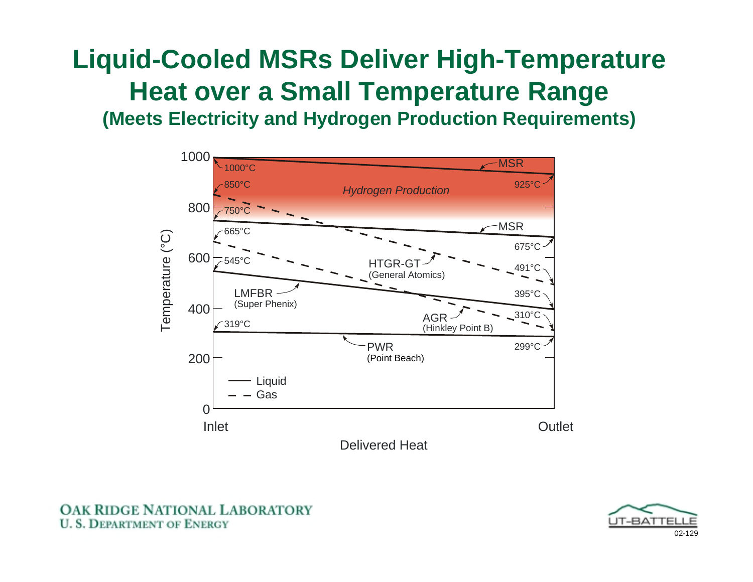# Liquid-Cooled MSRs Deliver High-Temperature Heat over a Small Temperature Range

### (Meets Electricity and Hydrogen Production Requirements)

| Reactor | Coolant | Inlet Temperature (°C) | Outlet Temperature (°C) |
| --- | --- | --- | --- |
| MSR | Liquid | 1000 | 925 |
| HTGR-GT (General Atomics) | Gas | 850 | 491 |
| MSR | Liquid | 750 | 675 |
| AGR (Hinkley Point B) | Gas | 665 | 310 |
| LMFBR (Super Phenix) | Liquid | 545 | 395 |
| PWR (Point Beach) | Liquid | 319 | 299 |

*Hydrogen Production* region: approximately 800–1000°C

Temperature (°C) vs. Delivered Heat (Inlet to Outlet)

Legend: solid line = Liquid; dashed line = Gas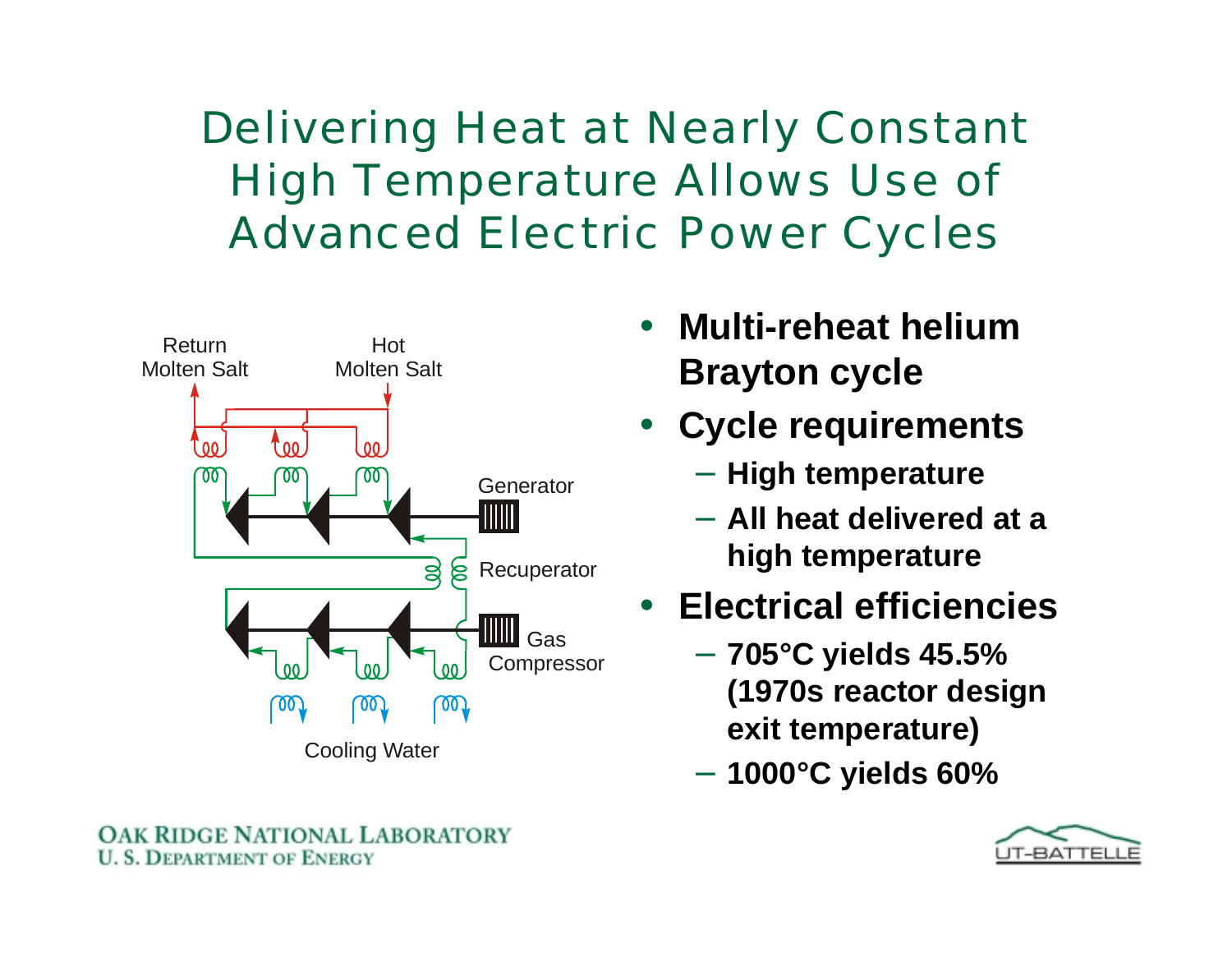# Delivering Heat at Nearly Constant High Temperature Allows Use of Advanced Electric Power Cycles

Return Molten Salt

Hot Molten Salt

Generator

Recuperator

Gas Compressor

Cooling Water

- **Multi-reheat helium Brayton cycle**
- **Cycle requirements**
  - **High temperature**
  - **All heat delivered at a high temperature**
- **Electrical efficiencies**
  - **705°C yields 45.5% (1970s reactor design exit temperature)**
  - **1000°C yields 60%**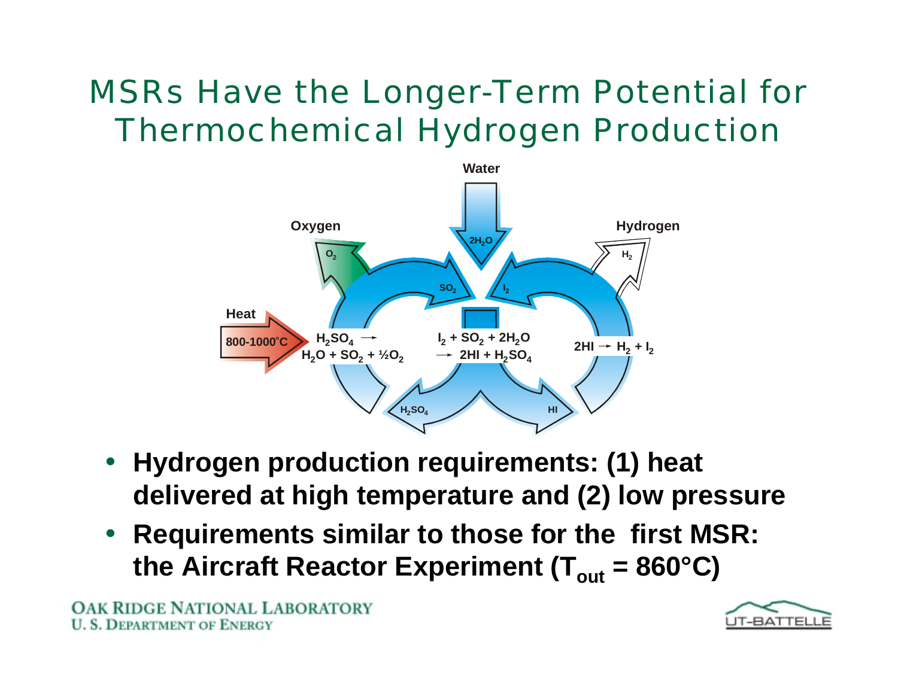# MSRs Have the Longer-Term Potential for Thermochemical Hydrogen Production

- **Hydrogen production requirements: (1) heat delivered at high temperature and (2) low pressure**
- **Requirements similar to those for the first MSR: the Aircraft Reactor Experiment ($T_{out}$ = 860°C)**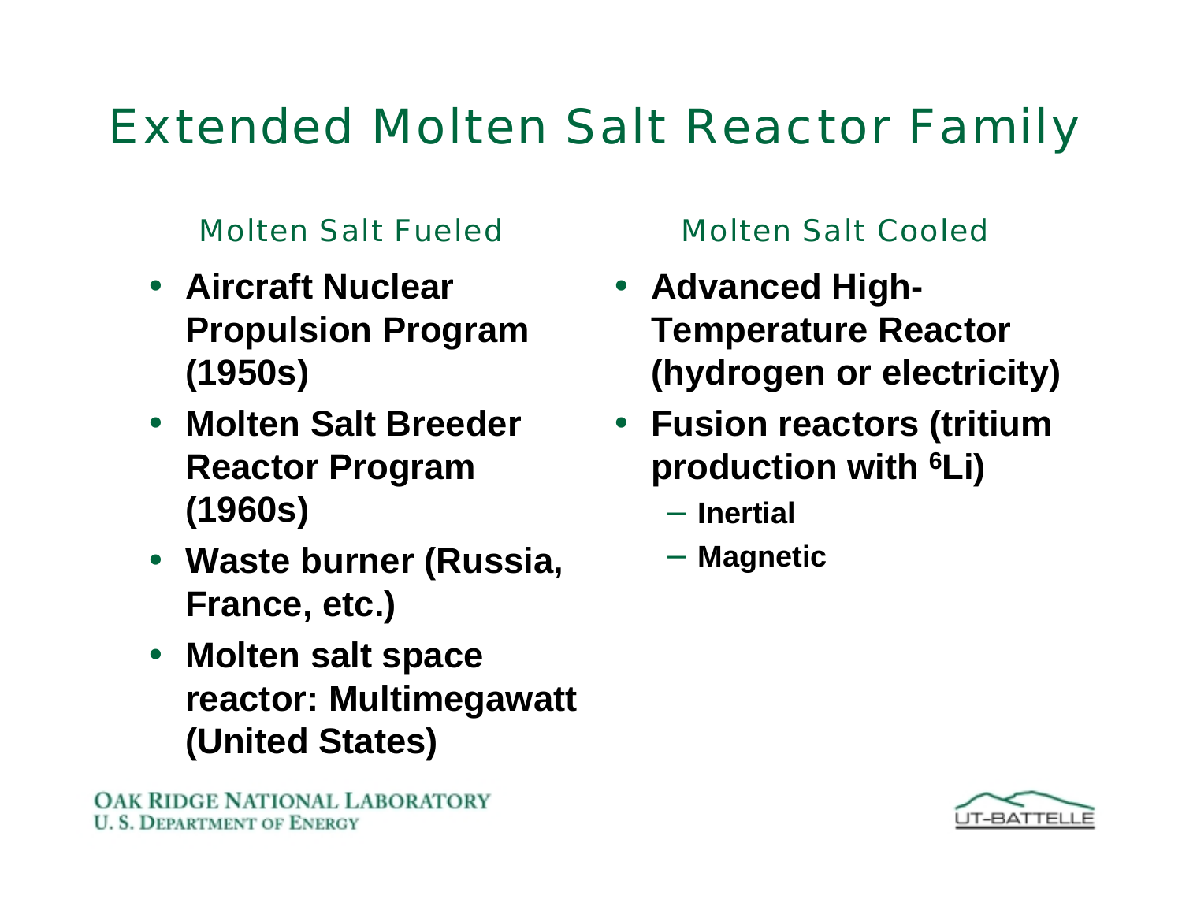# Extended Molten Salt Reactor Family

## Molten Salt Fueled

- **Aircraft Nuclear Propulsion Program (1950s)**
- **Molten Salt Breeder Reactor Program (1960s)**
- **Waste burner (Russia, France, etc.)**
- **Molten salt space reactor: Multimegawatt (United States)**

## Molten Salt Cooled

- **Advanced High-Temperature Reactor (hydrogen or electricity)**
- **Fusion reactors (tritium production with $^{6}Li$)**
  - **Inertial**
  - **Magnetic**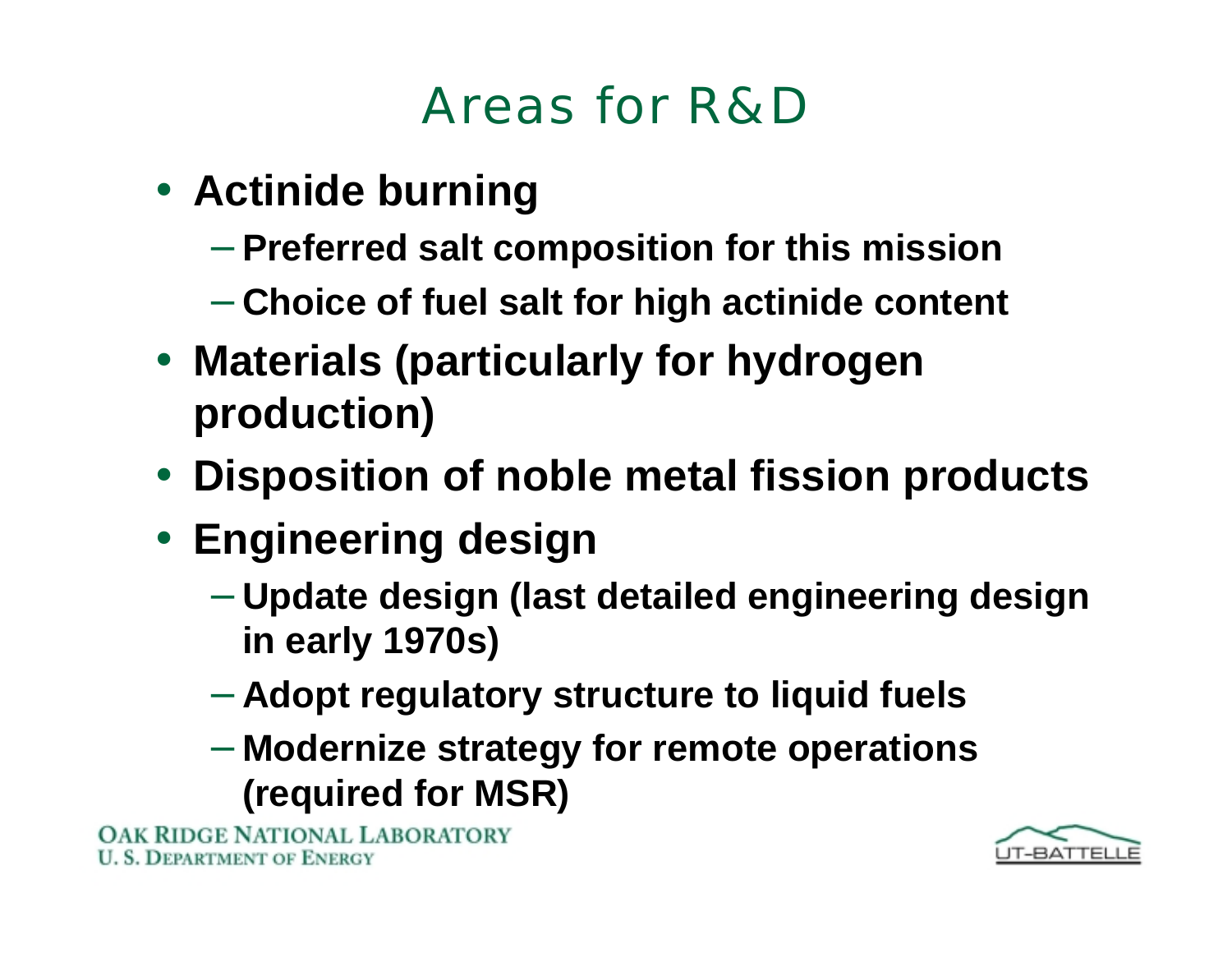# Areas for R&D

- **Actinide burning**
  - **Preferred salt composition for this mission**
  - **Choice of fuel salt for high actinide content**
- **Materials (particularly for hydrogen production)**
- **Disposition of noble metal fission products**
- **Engineering design**
  - **Update design (last detailed engineering design in early 1970s)**
  - **Adopt regulatory structure to liquid fuels**
  - **Modernize strategy for remote operations (required for MSR)**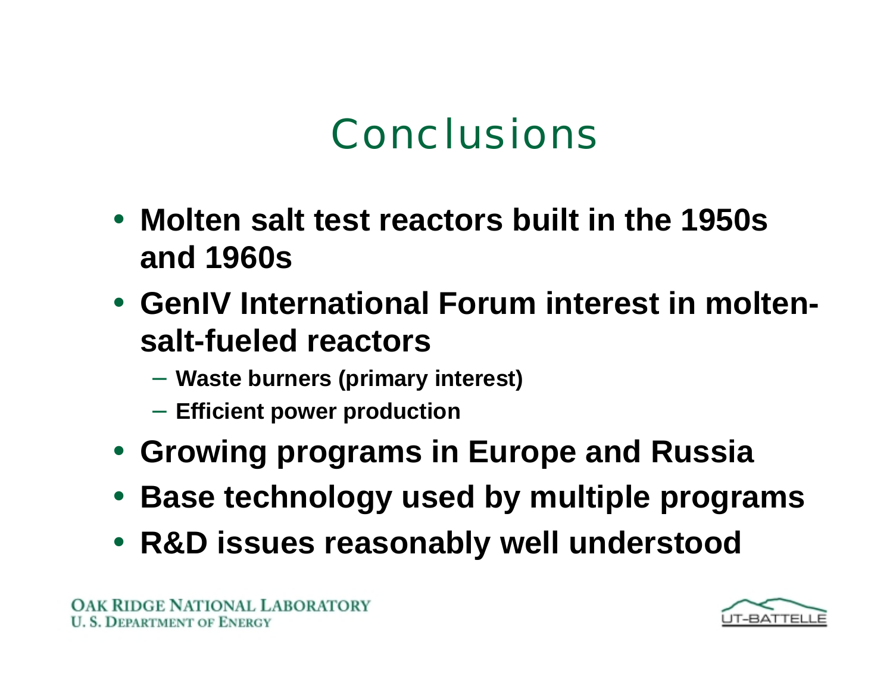# Conclusions

- **Molten salt test reactors built in the 1950s and 1960s**
- **GenIV International Forum interest in molten-salt-fueled reactors**
  - **Waste burners (primary interest)**
  - **Efficient power production**
- **Growing programs in Europe and Russia**
- **Base technology used by multiple programs**
- **R&D issues reasonably well understood**